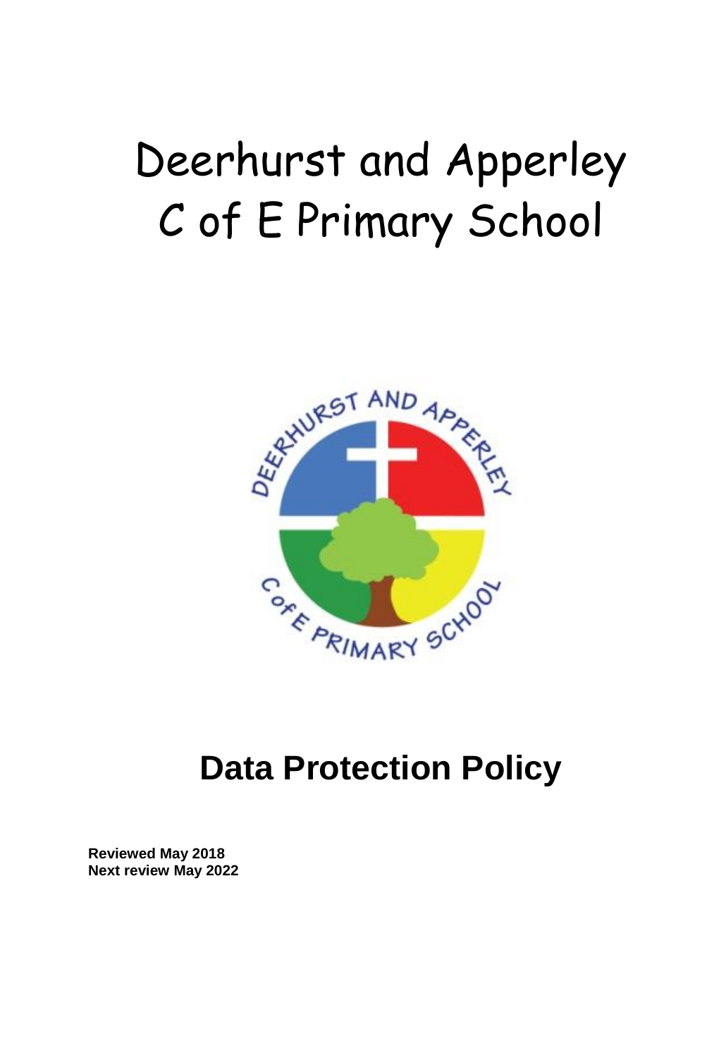# Deerhurst and Apperley C of E Primary School

## Data Protection Policy

**Reviewed May 2018**
**Next review May 2022**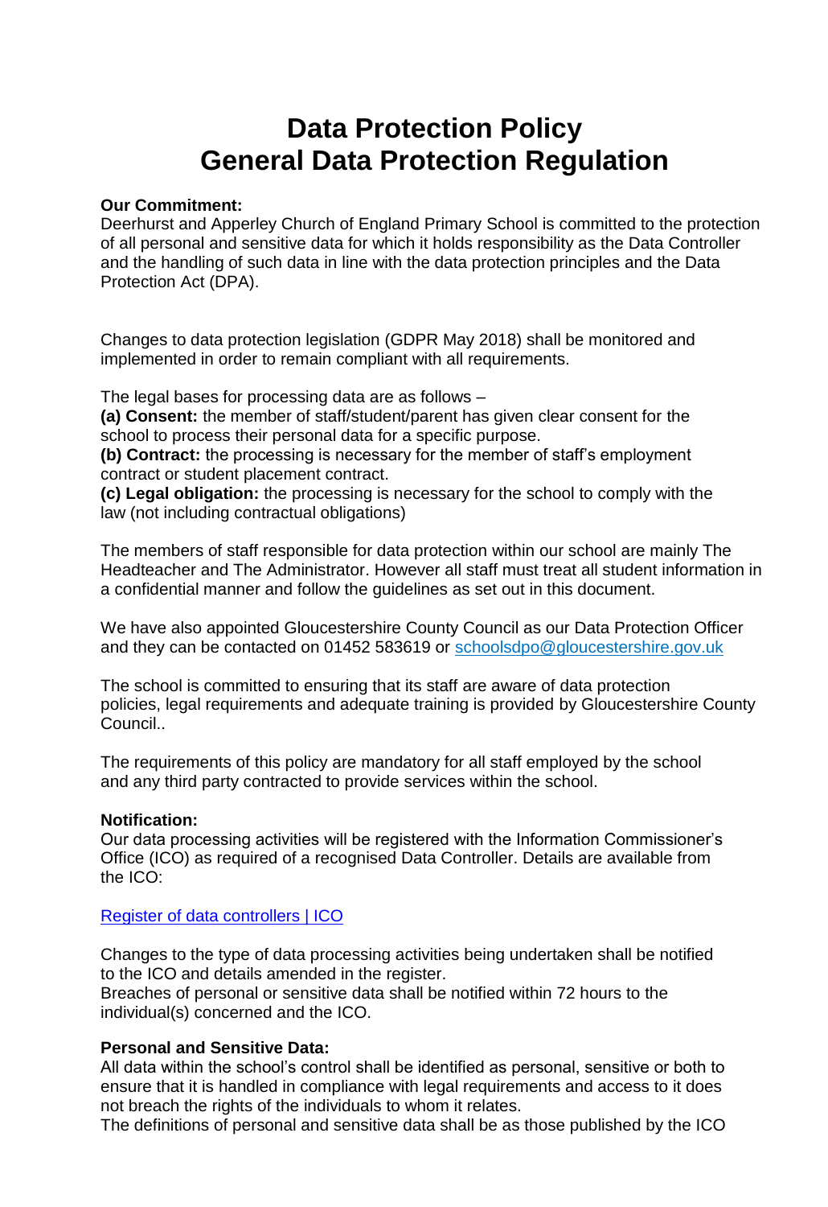# Data Protection Policy
# General Data Protection Regulation

**Our Commitment:**
Deerhurst and Apperley Church of England Primary School is committed to the protection of all personal and sensitive data for which it holds responsibility as the Data Controller and the handling of such data in line with the data protection principles and the Data Protection Act (DPA).

Changes to data protection legislation (GDPR May 2018) shall be monitored and implemented in order to remain compliant with all requirements.

The legal bases for processing data are as follows –
**(a) Consent:** the member of staff/student/parent has given clear consent for the school to process their personal data for a specific purpose.
**(b) Contract:** the processing is necessary for the member of staff's employment contract or student placement contract.
**(c) Legal obligation:** the processing is necessary for the school to comply with the law (not including contractual obligations)

The members of staff responsible for data protection within our school are mainly The Headteacher and The Administrator. However all staff must treat all student information in a confidential manner and follow the guidelines as set out in this document.

We have also appointed Gloucestershire County Council as our Data Protection Officer and they can be contacted on 01452 583619 or [schoolsdpo@gloucestershire.gov.uk](mailto:schoolsdpo@gloucestershire.gov.uk)

The school is committed to ensuring that its staff are aware of data protection policies, legal requirements and adequate training is provided by Gloucestershire County Council..

The requirements of this policy are mandatory for all staff employed by the school and any third party contracted to provide services within the school.

**Notification:**
Our data processing activities will be registered with the Information Commissioner's Office (ICO) as required of a recognised Data Controller. Details are available from the ICO:

[Register of data controllers | ICO]

Changes to the type of data processing activities being undertaken shall be notified to the ICO and details amended in the register.
Breaches of personal or sensitive data shall be notified within 72 hours to the individual(s) concerned and the ICO.

**Personal and Sensitive Data:**
All data within the school's control shall be identified as personal, sensitive or both to ensure that it is handled in compliance with legal requirements and access to it does not breach the rights of the individuals to whom it relates.
The definitions of personal and sensitive data shall be as those published by the ICO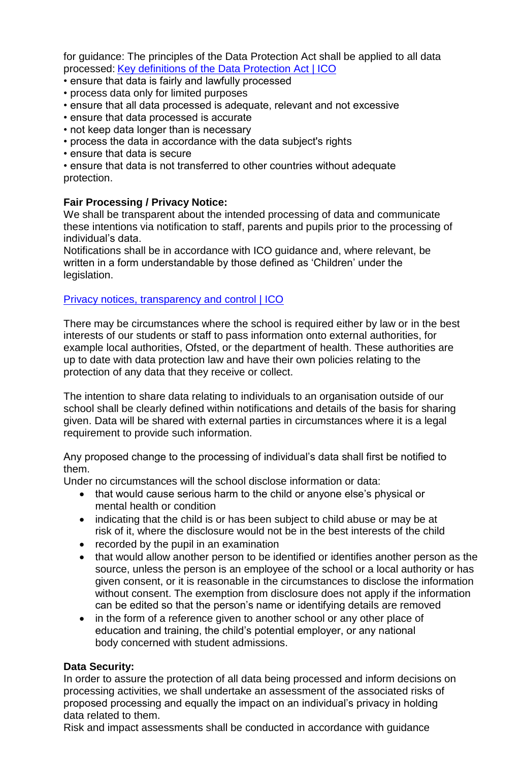for guidance: The principles of the Data Protection Act shall be applied to all data processed: [Key definitions of the Data Protection Act | ICO]

- ensure that data is fairly and lawfully processed
- process data only for limited purposes
- ensure that all data processed is adequate, relevant and not excessive
- ensure that data processed is accurate
- not keep data longer than is necessary
- process the data in accordance with the data subject's rights
- ensure that data is secure
- ensure that data is not transferred to other countries without adequate protection.

**Fair Processing / Privacy Notice:**
We shall be transparent about the intended processing of data and communicate these intentions via notification to staff, parents and pupils prior to the processing of individual's data.
Notifications shall be in accordance with ICO guidance and, where relevant, be written in a form understandable by those defined as 'Children' under the legislation.

[Privacy notices, transparency and control | ICO]

There may be circumstances where the school is required either by law or in the best interests of our students or staff to pass information onto external authorities, for example local authorities, Ofsted, or the department of health. These authorities are up to date with data protection law and have their own policies relating to the protection of any data that they receive or collect.

The intention to share data relating to individuals to an organisation outside of our school shall be clearly defined within notifications and details of the basis for sharing given. Data will be shared with external parties in circumstances where it is a legal requirement to provide such information.

Any proposed change to the processing of individual's data shall first be notified to them.
Under no circumstances will the school disclose information or data:

- that would cause serious harm to the child or anyone else's physical or mental health or condition
- indicating that the child is or has been subject to child abuse or may be at risk of it, where the disclosure would not be in the best interests of the child
- recorded by the pupil in an examination
- that would allow another person to be identified or identifies another person as the source, unless the person is an employee of the school or a local authority or has given consent, or it is reasonable in the circumstances to disclose the information without consent. The exemption from disclosure does not apply if the information can be edited so that the person's name or identifying details are removed
- in the form of a reference given to another school or any other place of education and training, the child's potential employer, or any national body concerned with student admissions.

**Data Security:**
In order to assure the protection of all data being processed and inform decisions on processing activities, we shall undertake an assessment of the associated risks of proposed processing and equally the impact on an individual's privacy in holding data related to them.
Risk and impact assessments shall be conducted in accordance with guidance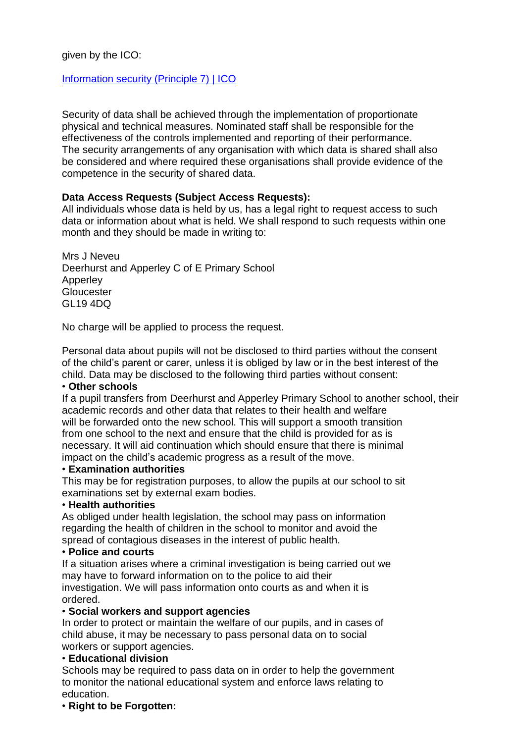given by the ICO:

[Information security (Principle 7) | ICO]

Security of data shall be achieved through the implementation of proportionate physical and technical measures. Nominated staff shall be responsible for the effectiveness of the controls implemented and reporting of their performance. The security arrangements of any organisation with which data is shared shall also be considered and where required these organisations shall provide evidence of the competence in the security of shared data.

**Data Access Requests (Subject Access Requests):**
All individuals whose data is held by us, has a legal right to request access to such data or information about what is held. We shall respond to such requests within one month and they should be made in writing to:

Mrs J Neveu
Deerhurst and Apperley C of E Primary School
Apperley
Gloucester
GL19 4DQ

No charge will be applied to process the request.

Personal data about pupils will not be disclosed to third parties without the consent of the child's parent or carer, unless it is obliged by law or in the best interest of the child. Data may be disclosed to the following third parties without consent:

• **Other schools**
If a pupil transfers from Deerhurst and Apperley Primary School to another school, their academic records and other data that relates to their health and welfare will be forwarded onto the new school. This will support a smooth transition from one school to the next and ensure that the child is provided for as is necessary. It will aid continuation which should ensure that there is minimal impact on the child's academic progress as a result of the move.

• **Examination authorities**
This may be for registration purposes, to allow the pupils at our school to sit examinations set by external exam bodies.

• **Health authorities**
As obliged under health legislation, the school may pass on information regarding the health of children in the school to monitor and avoid the spread of contagious diseases in the interest of public health.

• **Police and courts**
If a situation arises where a criminal investigation is being carried out we may have to forward information on to the police to aid their investigation. We will pass information onto courts as and when it is ordered.

• **Social workers and support agencies**
In order to protect or maintain the welfare of our pupils, and in cases of child abuse, it may be necessary to pass personal data on to social workers or support agencies.

• **Educational division**
Schools may be required to pass data on in order to help the government to monitor the national educational system and enforce laws relating to education.

• **Right to be Forgotten:**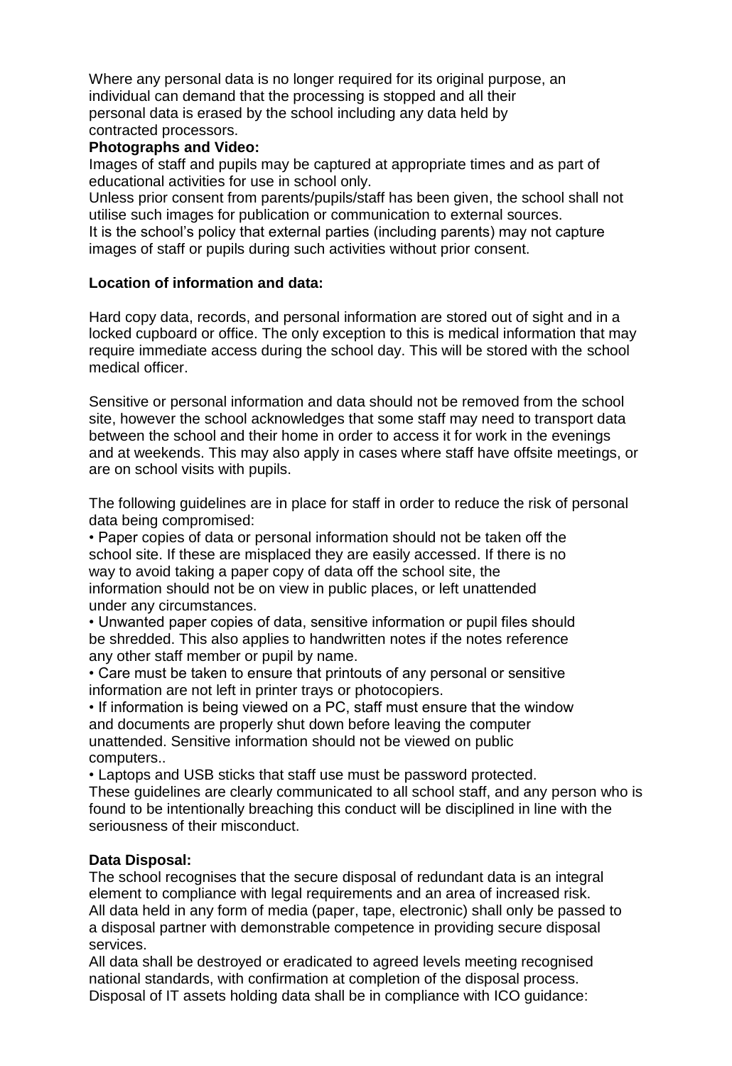Where any personal data is no longer required for its original purpose, an individual can demand that the processing is stopped and all their personal data is erased by the school including any data held by contracted processors.

**Photographs and Video:**

Images of staff and pupils may be captured at appropriate times and as part of educational activities for use in school only.

Unless prior consent from parents/pupils/staff has been given, the school shall not utilise such images for publication or communication to external sources.

It is the school's policy that external parties (including parents) may not capture images of staff or pupils during such activities without prior consent.

**Location of information and data:**

Hard copy data, records, and personal information are stored out of sight and in a locked cupboard or office. The only exception to this is medical information that may require immediate access during the school day. This will be stored with the school medical officer.

Sensitive or personal information and data should not be removed from the school site, however the school acknowledges that some staff may need to transport data between the school and their home in order to access it for work in the evenings and at weekends. This may also apply in cases where staff have offsite meetings, or are on school visits with pupils.

The following guidelines are in place for staff in order to reduce the risk of personal data being compromised:

- Paper copies of data or personal information should not be taken off the school site. If these are misplaced they are easily accessed. If there is no way to avoid taking a paper copy of data off the school site, the information should not be on view in public places, or left unattended under any circumstances.
- Unwanted paper copies of data, sensitive information or pupil files should be shredded. This also applies to handwritten notes if the notes reference any other staff member or pupil by name.
- Care must be taken to ensure that printouts of any personal or sensitive information are not left in printer trays or photocopiers.
- If information is being viewed on a PC, staff must ensure that the window and documents are properly shut down before leaving the computer unattended. Sensitive information should not be viewed on public computers..
- Laptops and USB sticks that staff use must be password protected.

These guidelines are clearly communicated to all school staff, and any person who is found to be intentionally breaching this conduct will be disciplined in line with the seriousness of their misconduct.

**Data Disposal:**

The school recognises that the secure disposal of redundant data is an integral element to compliance with legal requirements and an area of increased risk.

All data held in any form of media (paper, tape, electronic) shall only be passed to a disposal partner with demonstrable competence in providing secure disposal services.

All data shall be destroyed or eradicated to agreed levels meeting recognised national standards, with confirmation at completion of the disposal process.

Disposal of IT assets holding data shall be in compliance with ICO guidance: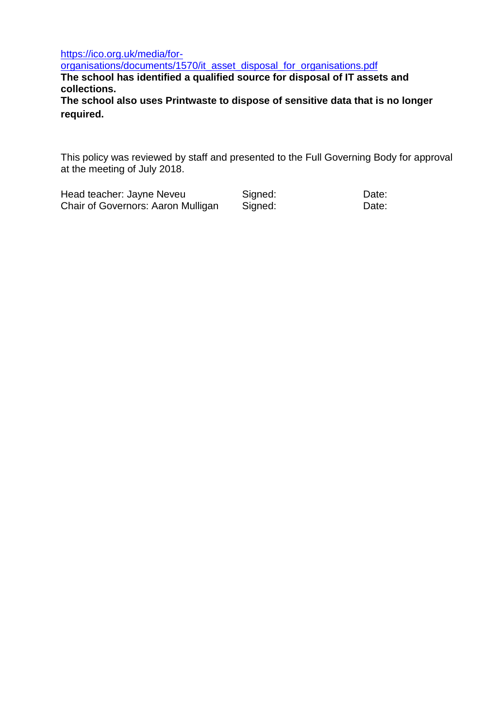[https://ico.org.uk/media/for-organisations/documents/1570/it_asset_disposal_for_organisations.pdf](https://ico.org.uk/media/for-organisations/documents/1570/it_asset_disposal_for_organisations.pdf)

**The school has identified a qualified source for disposal of IT assets and collections.**

**The school also uses Printwaste to dispose of sensitive data that is no longer required.**

This policy was reviewed by staff and presented to the Full Governing Body for approval at the meeting of July 2018.

| | | |
|---|---|---|
| Head teacher: Jayne Neveu | Signed: | Date: |
| Chair of Governors: Aaron Mulligan | Signed: | Date: |